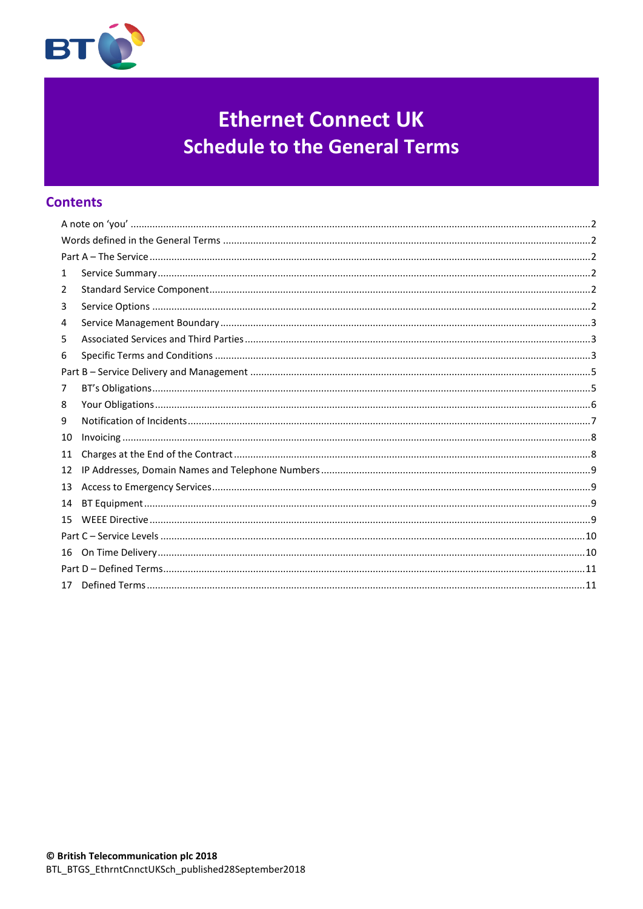# Ethernet Connect UK
## Schedule to the General Terms

## Contents

A note on 'you' ..... 2
Words defined in the General Terms ..... 2
Part A – The Service ..... 2
1 Service Summary ..... 2
2 Standard Service Component ..... 2
3 Service Options ..... 2
4 Service Management Boundary ..... 3
5 Associated Services and Third Parties ..... 3
6 Specific Terms and Conditions ..... 3
Part B – Service Delivery and Management ..... 5
7 BT's Obligations ..... 5
8 Your Obligations ..... 6
9 Notification of Incidents ..... 7
10 Invoicing ..... 8
11 Charges at the End of the Contract ..... 8
12 IP Addresses, Domain Names and Telephone Numbers ..... 9
13 Access to Emergency Services ..... 9
14 BT Equipment ..... 9
15 WEEE Directive ..... 9
Part C – Service Levels ..... 10
16 On Time Delivery ..... 10
Part D – Defined Terms ..... 11
17 Defined Terms ..... 11

**© British Telecommunication plc 2018**
BTL_BTGS_EthrntCnnctUKSch_published28September2018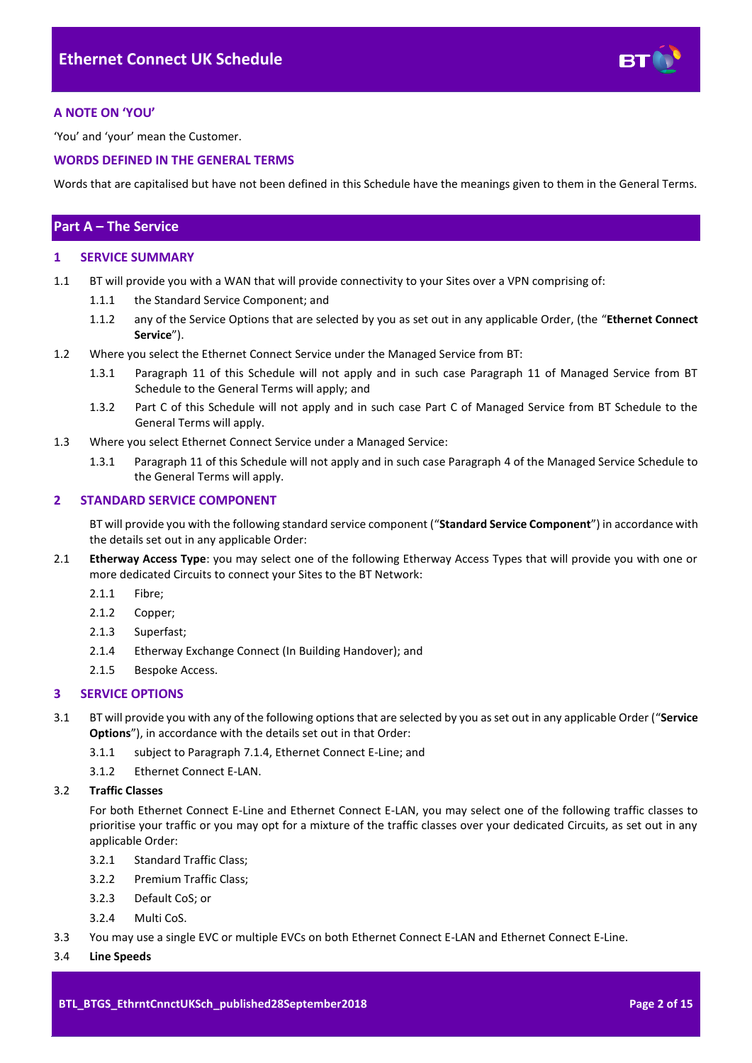## A NOTE ON 'YOU'

'You' and 'your' mean the Customer.

## WORDS DEFINED IN THE GENERAL TERMS

Words that are capitalised but have not been defined in this Schedule have the meanings given to them in the General Terms.

# Part A – The Service

## 1 SERVICE SUMMARY

1.1 BT will provide you with a WAN that will provide connectivity to your Sites over a VPN comprising of:

1.1.1 the Standard Service Component; and

1.1.2 any of the Service Options that are selected by you as set out in any applicable Order, (the "**Ethernet Connect Service**").

1.2 Where you select the Ethernet Connect Service under the Managed Service from BT:

1.3.1 Paragraph 11 of this Schedule will not apply and in such case Paragraph 11 of Managed Service from BT Schedule to the General Terms will apply; and

1.3.2 Part C of this Schedule will not apply and in such case Part C of Managed Service from BT Schedule to the General Terms will apply.

1.3 Where you select Ethernet Connect Service under a Managed Service:

1.3.1 Paragraph 11 of this Schedule will not apply and in such case Paragraph 4 of the Managed Service Schedule to the General Terms will apply.

## 2 STANDARD SERVICE COMPONENT

BT will provide you with the following standard service component ("**Standard Service Component**") in accordance with the details set out in any applicable Order:

2.1 **Etherway Access Type**: you may select one of the following Etherway Access Types that will provide you with one or more dedicated Circuits to connect your Sites to the BT Network:

2.1.1 Fibre;

2.1.2 Copper;

2.1.3 Superfast;

2.1.4 Etherway Exchange Connect (In Building Handover); and

2.1.5 Bespoke Access.

## 3 SERVICE OPTIONS

3.1 BT will provide you with any of the following options that are selected by you as set out in any applicable Order ("**Service Options**"), in accordance with the details set out in that Order:

3.1.1 subject to Paragraph 7.1.4, Ethernet Connect E-Line; and

3.1.2 Ethernet Connect E-LAN.

3.2 **Traffic Classes**

For both Ethernet Connect E-Line and Ethernet Connect E-LAN, you may select one of the following traffic classes to prioritise your traffic or you may opt for a mixture of the traffic classes over your dedicated Circuits, as set out in any applicable Order:

3.2.1 Standard Traffic Class;

3.2.2 Premium Traffic Class;

3.2.3 Default CoS; or

3.2.4 Multi CoS.

3.3 You may use a single EVC or multiple EVCs on both Ethernet Connect E-LAN and Ethernet Connect E-Line.

3.4 **Line Speeds**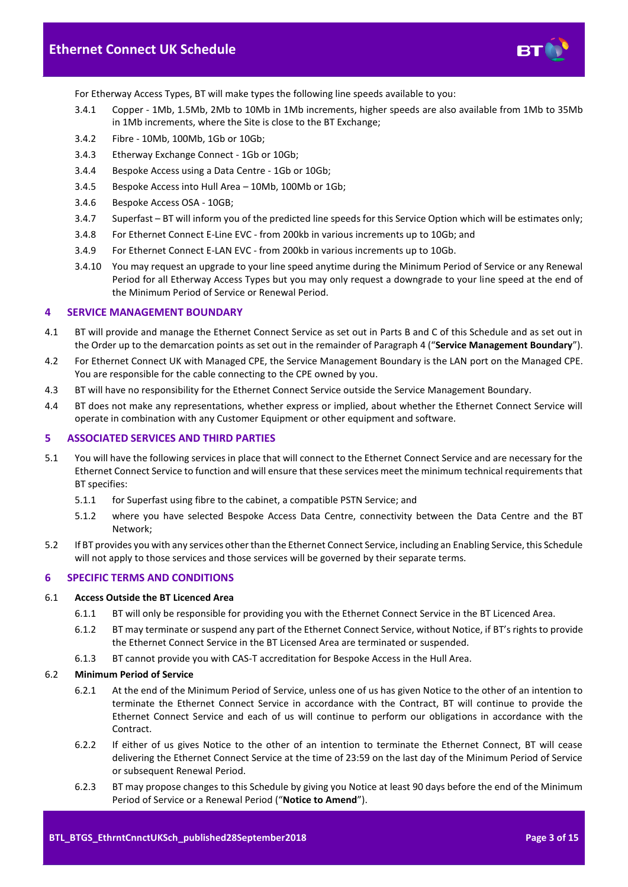For Etherway Access Types, BT will make types the following line speeds available to you:

3.4.1 Copper - 1Mb, 1.5Mb, 2Mb to 10Mb in 1Mb increments, higher speeds are also available from 1Mb to 35Mb in 1Mb increments, where the Site is close to the BT Exchange;

3.4.2 Fibre - 10Mb, 100Mb, 1Gb or 10Gb;

3.4.3 Etherway Exchange Connect - 1Gb or 10Gb;

3.4.4 Bespoke Access using a Data Centre - 1Gb or 10Gb;

3.4.5 Bespoke Access into Hull Area – 10Mb, 100Mb or 1Gb;

3.4.6 Bespoke Access OSA - 10GB;

3.4.7 Superfast – BT will inform you of the predicted line speeds for this Service Option which will be estimates only;

3.4.8 For Ethernet Connect E-Line EVC - from 200kb in various increments up to 10Gb; and

3.4.9 For Ethernet Connect E-LAN EVC - from 200kb in various increments up to 10Gb.

3.4.10 You may request an upgrade to your line speed anytime during the Minimum Period of Service or any Renewal Period for all Etherway Access Types but you may only request a downgrade to your line speed at the end of the Minimum Period of Service or Renewal Period.

## 4 SERVICE MANAGEMENT BOUNDARY

4.1 BT will provide and manage the Ethernet Connect Service as set out in Parts B and C of this Schedule and as set out in the Order up to the demarcation points as set out in the remainder of Paragraph 4 ("**Service Management Boundary**").

4.2 For Ethernet Connect UK with Managed CPE, the Service Management Boundary is the LAN port on the Managed CPE. You are responsible for the cable connecting to the CPE owned by you.

4.3 BT will have no responsibility for the Ethernet Connect Service outside the Service Management Boundary.

4.4 BT does not make any representations, whether express or implied, about whether the Ethernet Connect Service will operate in combination with any Customer Equipment or other equipment and software.

## 5 ASSOCIATED SERVICES AND THIRD PARTIES

5.1 You will have the following services in place that will connect to the Ethernet Connect Service and are necessary for the Ethernet Connect Service to function and will ensure that these services meet the minimum technical requirements that BT specifies:

5.1.1 for Superfast using fibre to the cabinet, a compatible PSTN Service; and

5.1.2 where you have selected Bespoke Access Data Centre, connectivity between the Data Centre and the BT Network;

5.2 If BT provides you with any services other than the Ethernet Connect Service, including an Enabling Service, this Schedule will not apply to those services and those services will be governed by their separate terms.

## 6 SPECIFIC TERMS AND CONDITIONS

### 6.1 Access Outside the BT Licenced Area

6.1.1 BT will only be responsible for providing you with the Ethernet Connect Service in the BT Licenced Area.

6.1.2 BT may terminate or suspend any part of the Ethernet Connect Service, without Notice, if BT's rights to provide the Ethernet Connect Service in the BT Licensed Area are terminated or suspended.

6.1.3 BT cannot provide you with CAS-T accreditation for Bespoke Access in the Hull Area.

### 6.2 Minimum Period of Service

6.2.1 At the end of the Minimum Period of Service, unless one of us has given Notice to the other of an intention to terminate the Ethernet Connect Service in accordance with the Contract, BT will continue to provide the Ethernet Connect Service and each of us will continue to perform our obligations in accordance with the Contract.

6.2.2 If either of us gives Notice to the other of an intention to terminate the Ethernet Connect, BT will cease delivering the Ethernet Connect Service at the time of 23:59 on the last day of the Minimum Period of Service or subsequent Renewal Period.

6.2.3 BT may propose changes to this Schedule by giving you Notice at least 90 days before the end of the Minimum Period of Service or a Renewal Period ("**Notice to Amend**").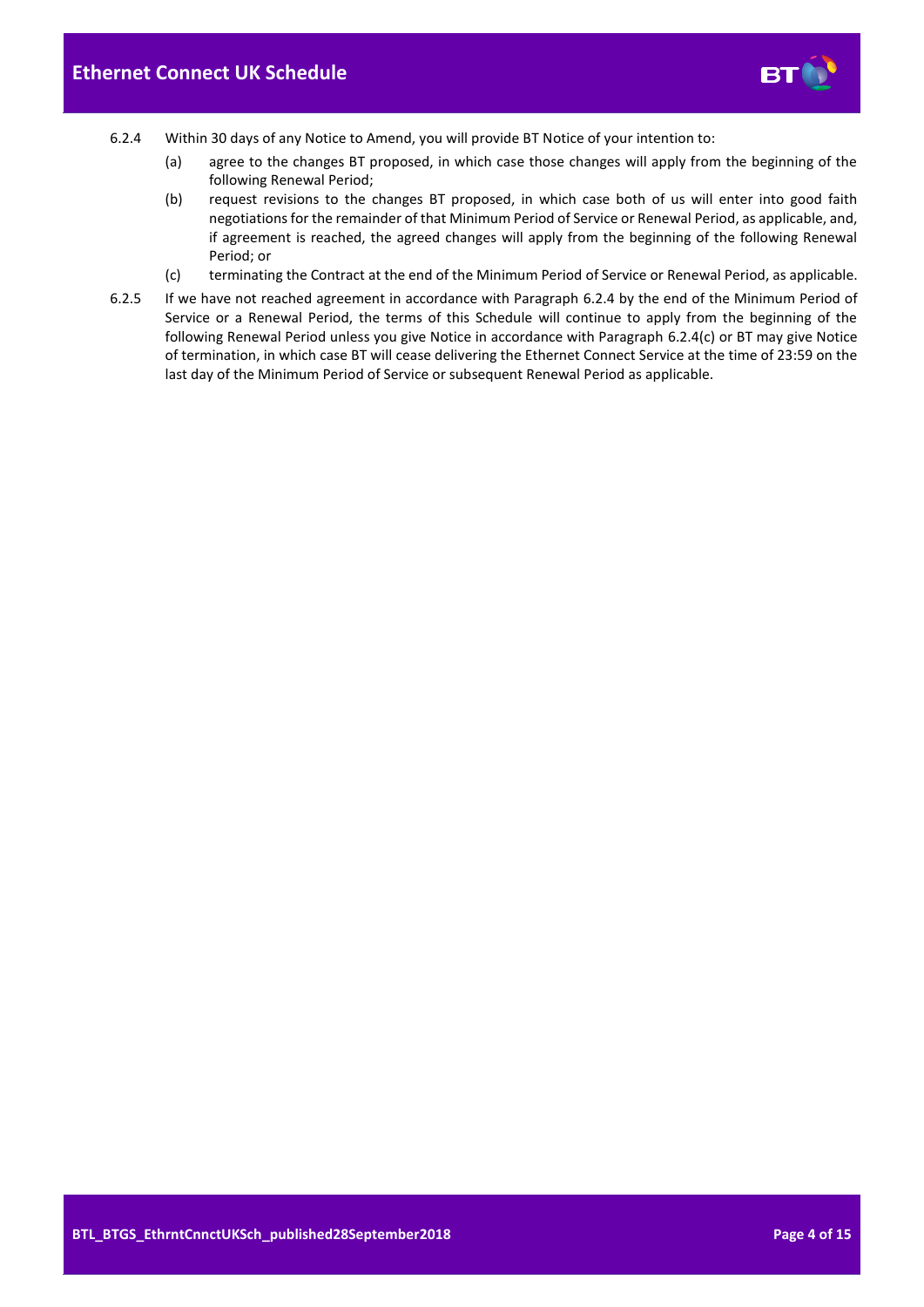6.2.4 Within 30 days of any Notice to Amend, you will provide BT Notice of your intention to:

(a) agree to the changes BT proposed, in which case those changes will apply from the beginning of the following Renewal Period;

(b) request revisions to the changes BT proposed, in which case both of us will enter into good faith negotiations for the remainder of that Minimum Period of Service or Renewal Period, as applicable, and, if agreement is reached, the agreed changes will apply from the beginning of the following Renewal Period; or

(c) terminating the Contract at the end of the Minimum Period of Service or Renewal Period, as applicable.

6.2.5 If we have not reached agreement in accordance with Paragraph 6.2.4 by the end of the Minimum Period of Service or a Renewal Period, the terms of this Schedule will continue to apply from the beginning of the following Renewal Period unless you give Notice in accordance with Paragraph 6.2.4(c) or BT may give Notice of termination, in which case BT will cease delivering the Ethernet Connect Service at the time of 23:59 on the last day of the Minimum Period of Service or subsequent Renewal Period as applicable.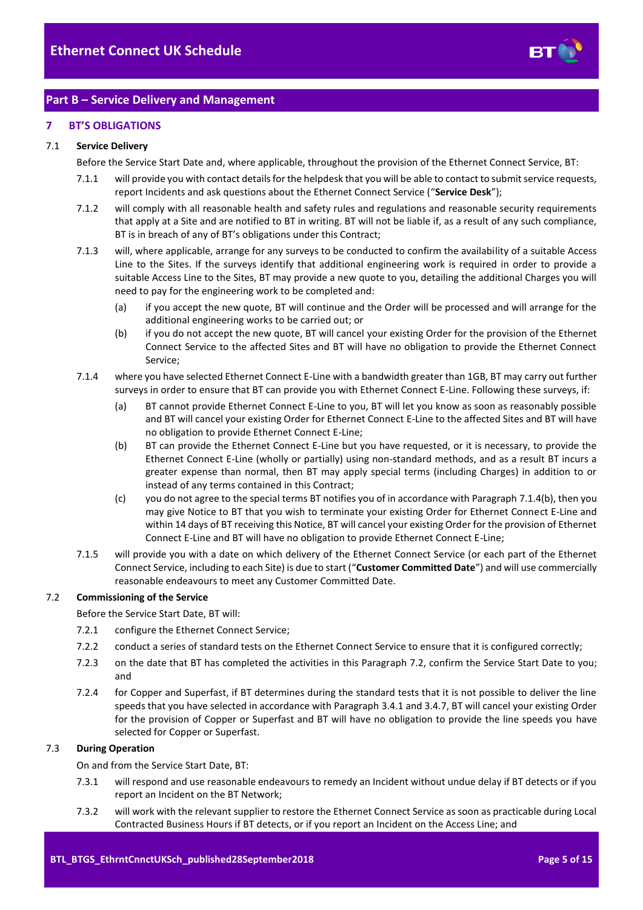## Part B – Service Delivery and Management

### 7 BT'S OBLIGATIONS

7.1 **Service Delivery**

Before the Service Start Date and, where applicable, throughout the provision of the Ethernet Connect Service, BT:

7.1.1 will provide you with contact details for the helpdesk that you will be able to contact to submit service requests, report Incidents and ask questions about the Ethernet Connect Service ("**Service Desk**");

7.1.2 will comply with all reasonable health and safety rules and regulations and reasonable security requirements that apply at a Site and are notified to BT in writing. BT will not be liable if, as a result of any such compliance, BT is in breach of any of BT's obligations under this Contract;

7.1.3 will, where applicable, arrange for any surveys to be conducted to confirm the availability of a suitable Access Line to the Sites. If the surveys identify that additional engineering work is required in order to provide a suitable Access Line to the Sites, BT may provide a new quote to you, detailing the additional Charges you will need to pay for the engineering work to be completed and:

(a) if you accept the new quote, BT will continue and the Order will be processed and will arrange for the additional engineering works to be carried out; or

(b) if you do not accept the new quote, BT will cancel your existing Order for the provision of the Ethernet Connect Service to the affected Sites and BT will have no obligation to provide the Ethernet Connect Service;

7.1.4 where you have selected Ethernet Connect E-Line with a bandwidth greater than 1GB, BT may carry out further surveys in order to ensure that BT can provide you with Ethernet Connect E-Line. Following these surveys, if:

(a) BT cannot provide Ethernet Connect E-Line to you, BT will let you know as soon as reasonably possible and BT will cancel your existing Order for Ethernet Connect E-Line to the affected Sites and BT will have no obligation to provide Ethernet Connect E-Line;

(b) BT can provide the Ethernet Connect E-Line but you have requested, or it is necessary, to provide the Ethernet Connect E-Line (wholly or partially) using non-standard methods, and as a result BT incurs a greater expense than normal, then BT may apply special terms (including Charges) in addition to or instead of any terms contained in this Contract;

(c) you do not agree to the special terms BT notifies you of in accordance with Paragraph 7.1.4(b), then you may give Notice to BT that you wish to terminate your existing Order for Ethernet Connect E-Line and within 14 days of BT receiving this Notice, BT will cancel your existing Order for the provision of Ethernet Connect E-Line and BT will have no obligation to provide Ethernet Connect E-Line;

7.1.5 will provide you with a date on which delivery of the Ethernet Connect Service (or each part of the Ethernet Connect Service, including to each Site) is due to start ("**Customer Committed Date**") and will use commercially reasonable endeavours to meet any Customer Committed Date.

7.2 **Commissioning of the Service**

Before the Service Start Date, BT will:

7.2.1 configure the Ethernet Connect Service;

7.2.2 conduct a series of standard tests on the Ethernet Connect Service to ensure that it is configured correctly;

7.2.3 on the date that BT has completed the activities in this Paragraph 7.2, confirm the Service Start Date to you; and

7.2.4 for Copper and Superfast, if BT determines during the standard tests that it is not possible to deliver the line speeds that you have selected in accordance with Paragraph 3.4.1 and 3.4.7, BT will cancel your existing Order for the provision of Copper or Superfast and BT will have no obligation to provide the line speeds you have selected for Copper or Superfast.

7.3 **During Operation**

On and from the Service Start Date, BT:

7.3.1 will respond and use reasonable endeavours to remedy an Incident without undue delay if BT detects or if you report an Incident on the BT Network;

7.3.2 will work with the relevant supplier to restore the Ethernet Connect Service as soon as practicable during Local Contracted Business Hours if BT detects, or if you report an Incident on the Access Line; and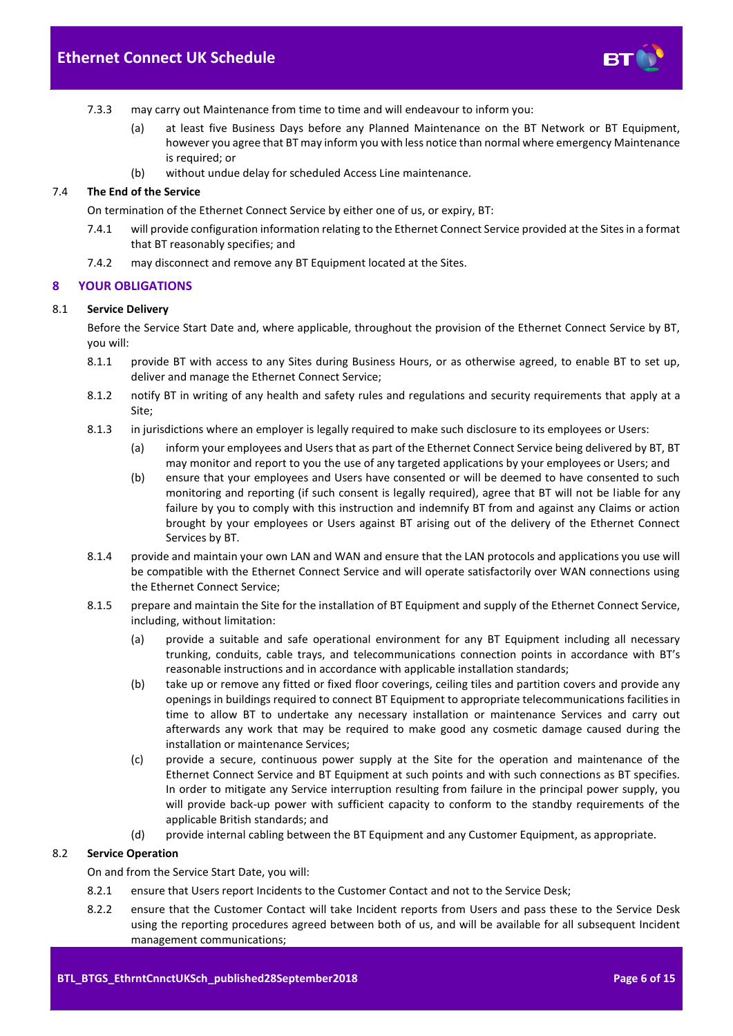7.3.3 may carry out Maintenance from time to time and will endeavour to inform you:

(a) at least five Business Days before any Planned Maintenance on the BT Network or BT Equipment, however you agree that BT may inform you with less notice than normal where emergency Maintenance is required; or

(b) without undue delay for scheduled Access Line maintenance.

### 7.4 The End of the Service

On termination of the Ethernet Connect Service by either one of us, or expiry, BT:

7.4.1 will provide configuration information relating to the Ethernet Connect Service provided at the Sites in a format that BT reasonably specifies; and

7.4.2 may disconnect and remove any BT Equipment located at the Sites.

## 8 YOUR OBLIGATIONS

### 8.1 Service Delivery

Before the Service Start Date and, where applicable, throughout the provision of the Ethernet Connect Service by BT, you will:

8.1.1 provide BT with access to any Sites during Business Hours, or as otherwise agreed, to enable BT to set up, deliver and manage the Ethernet Connect Service;

8.1.2 notify BT in writing of any health and safety rules and regulations and security requirements that apply at a Site;

8.1.3 in jurisdictions where an employer is legally required to make such disclosure to its employees or Users:

(a) inform your employees and Users that as part of the Ethernet Connect Service being delivered by BT, BT may monitor and report to you the use of any targeted applications by your employees or Users; and

(b) ensure that your employees and Users have consented or will be deemed to have consented to such monitoring and reporting (if such consent is legally required), agree that BT will not be liable for any failure by you to comply with this instruction and indemnify BT from and against any Claims or action brought by your employees or Users against BT arising out of the delivery of the Ethernet Connect Services by BT.

8.1.4 provide and maintain your own LAN and WAN and ensure that the LAN protocols and applications you use will be compatible with the Ethernet Connect Service and will operate satisfactorily over WAN connections using the Ethernet Connect Service;

8.1.5 prepare and maintain the Site for the installation of BT Equipment and supply of the Ethernet Connect Service, including, without limitation:

(a) provide a suitable and safe operational environment for any BT Equipment including all necessary trunking, conduits, cable trays, and telecommunications connection points in accordance with BT's reasonable instructions and in accordance with applicable installation standards;

(b) take up or remove any fitted or fixed floor coverings, ceiling tiles and partition covers and provide any openings in buildings required to connect BT Equipment to appropriate telecommunications facilities in time to allow BT to undertake any necessary installation or maintenance Services and carry out afterwards any work that may be required to make good any cosmetic damage caused during the installation or maintenance Services;

(c) provide a secure, continuous power supply at the Site for the operation and maintenance of the Ethernet Connect Service and BT Equipment at such points and with such connections as BT specifies. In order to mitigate any Service interruption resulting from failure in the principal power supply, you will provide back-up power with sufficient capacity to conform to the standby requirements of the applicable British standards; and

(d) provide internal cabling between the BT Equipment and any Customer Equipment, as appropriate.

### 8.2 Service Operation

On and from the Service Start Date, you will:

8.2.1 ensure that Users report Incidents to the Customer Contact and not to the Service Desk;

8.2.2 ensure that the Customer Contact will take Incident reports from Users and pass these to the Service Desk using the reporting procedures agreed between both of us, and will be available for all subsequent Incident management communications;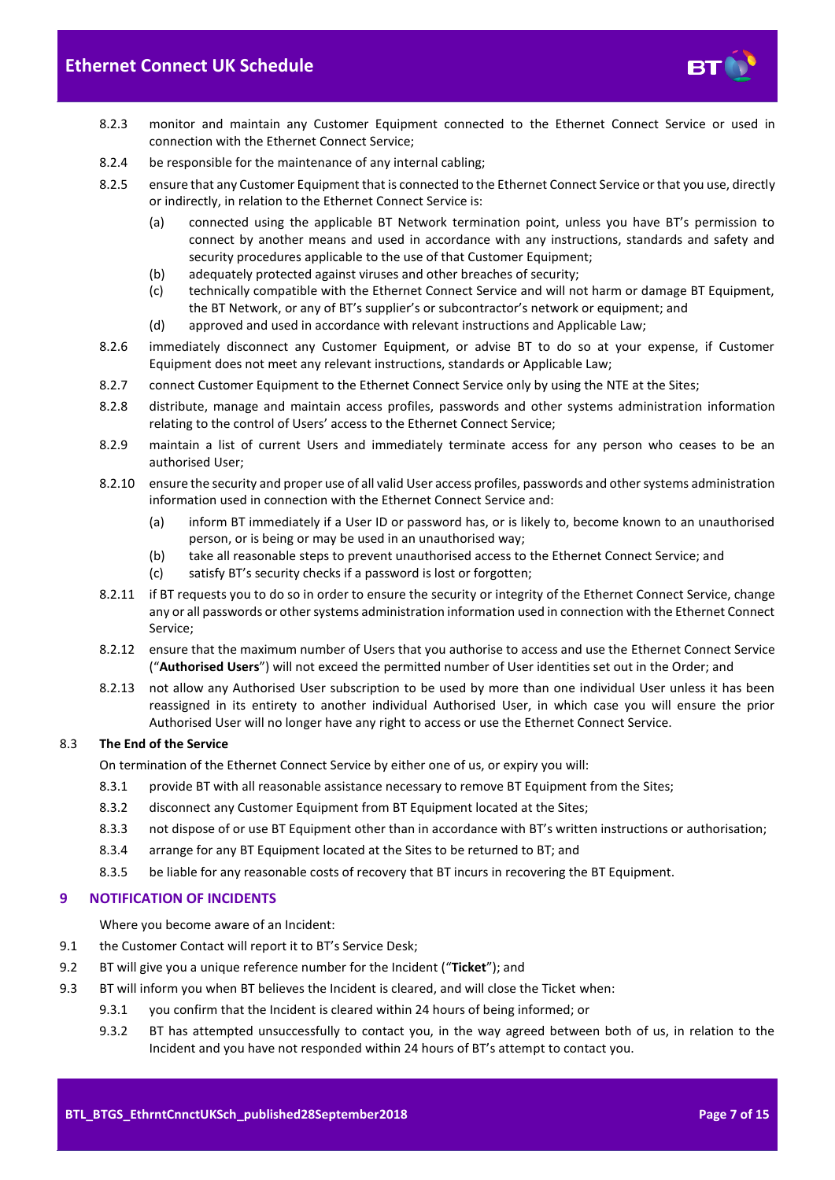8.2.3 monitor and maintain any Customer Equipment connected to the Ethernet Connect Service or used in connection with the Ethernet Connect Service;

8.2.4 be responsible for the maintenance of any internal cabling;

8.2.5 ensure that any Customer Equipment that is connected to the Ethernet Connect Service or that you use, directly or indirectly, in relation to the Ethernet Connect Service is:

(a) connected using the applicable BT Network termination point, unless you have BT's permission to connect by another means and used in accordance with any instructions, standards and safety and security procedures applicable to the use of that Customer Equipment;

(b) adequately protected against viruses and other breaches of security;

(c) technically compatible with the Ethernet Connect Service and will not harm or damage BT Equipment, the BT Network, or any of BT's supplier's or subcontractor's network or equipment; and

(d) approved and used in accordance with relevant instructions and Applicable Law;

8.2.6 immediately disconnect any Customer Equipment, or advise BT to do so at your expense, if Customer Equipment does not meet any relevant instructions, standards or Applicable Law;

8.2.7 connect Customer Equipment to the Ethernet Connect Service only by using the NTE at the Sites;

8.2.8 distribute, manage and maintain access profiles, passwords and other systems administration information relating to the control of Users' access to the Ethernet Connect Service;

8.2.9 maintain a list of current Users and immediately terminate access for any person who ceases to be an authorised User;

8.2.10 ensure the security and proper use of all valid User access profiles, passwords and other systems administration information used in connection with the Ethernet Connect Service and:

(a) inform BT immediately if a User ID or password has, or is likely to, become known to an unauthorised person, or is being or may be used in an unauthorised way;

(b) take all reasonable steps to prevent unauthorised access to the Ethernet Connect Service; and

(c) satisfy BT's security checks if a password is lost or forgotten;

8.2.11 if BT requests you to do so in order to ensure the security or integrity of the Ethernet Connect Service, change any or all passwords or other systems administration information used in connection with the Ethernet Connect Service;

8.2.12 ensure that the maximum number of Users that you authorise to access and use the Ethernet Connect Service ("**Authorised Users**") will not exceed the permitted number of User identities set out in the Order; and

8.2.13 not allow any Authorised User subscription to be used by more than one individual User unless it has been reassigned in its entirety to another individual Authorised User, in which case you will ensure the prior Authorised User will no longer have any right to access or use the Ethernet Connect Service.

8.3 **The End of the Service**

On termination of the Ethernet Connect Service by either one of us, or expiry you will:

8.3.1 provide BT with all reasonable assistance necessary to remove BT Equipment from the Sites;

8.3.2 disconnect any Customer Equipment from BT Equipment located at the Sites;

8.3.3 not dispose of or use BT Equipment other than in accordance with BT's written instructions or authorisation;

8.3.4 arrange for any BT Equipment located at the Sites to be returned to BT; and

8.3.5 be liable for any reasonable costs of recovery that BT incurs in recovering the BT Equipment.

## 9 NOTIFICATION OF INCIDENTS

Where you become aware of an Incident:

9.1 the Customer Contact will report it to BT's Service Desk;

9.2 BT will give you a unique reference number for the Incident ("**Ticket**"); and

9.3 BT will inform you when BT believes the Incident is cleared, and will close the Ticket when:

9.3.1 you confirm that the Incident is cleared within 24 hours of being informed; or

9.3.2 BT has attempted unsuccessfully to contact you, in the way agreed between both of us, in relation to the Incident and you have not responded within 24 hours of BT's attempt to contact you.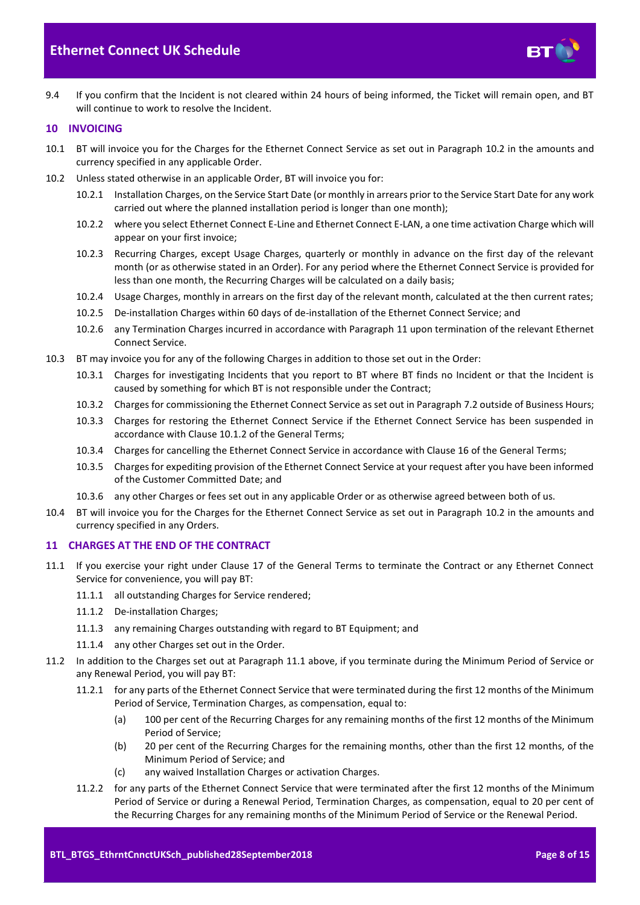9.4 If you confirm that the Incident is not cleared within 24 hours of being informed, the Ticket will remain open, and BT will continue to work to resolve the Incident.

## 10 INVOICING

10.1 BT will invoice you for the Charges for the Ethernet Connect Service as set out in Paragraph 10.2 in the amounts and currency specified in any applicable Order.

10.2 Unless stated otherwise in an applicable Order, BT will invoice you for:

10.2.1 Installation Charges, on the Service Start Date (or monthly in arrears prior to the Service Start Date for any work carried out where the planned installation period is longer than one month);

10.2.2 where you select Ethernet Connect E-Line and Ethernet Connect E-LAN, a one time activation Charge which will appear on your first invoice;

10.2.3 Recurring Charges, except Usage Charges, quarterly or monthly in advance on the first day of the relevant month (or as otherwise stated in an Order). For any period where the Ethernet Connect Service is provided for less than one month, the Recurring Charges will be calculated on a daily basis;

10.2.4 Usage Charges, monthly in arrears on the first day of the relevant month, calculated at the then current rates;

10.2.5 De-installation Charges within 60 days of de-installation of the Ethernet Connect Service; and

10.2.6 any Termination Charges incurred in accordance with Paragraph 11 upon termination of the relevant Ethernet Connect Service.

10.3 BT may invoice you for any of the following Charges in addition to those set out in the Order:

10.3.1 Charges for investigating Incidents that you report to BT where BT finds no Incident or that the Incident is caused by something for which BT is not responsible under the Contract;

10.3.2 Charges for commissioning the Ethernet Connect Service as set out in Paragraph 7.2 outside of Business Hours;

10.3.3 Charges for restoring the Ethernet Connect Service if the Ethernet Connect Service has been suspended in accordance with Clause 10.1.2 of the General Terms;

10.3.4 Charges for cancelling the Ethernet Connect Service in accordance with Clause 16 of the General Terms;

10.3.5 Charges for expediting provision of the Ethernet Connect Service at your request after you have been informed of the Customer Committed Date; and

10.3.6 any other Charges or fees set out in any applicable Order or as otherwise agreed between both of us.

10.4 BT will invoice you for the Charges for the Ethernet Connect Service as set out in Paragraph 10.2 in the amounts and currency specified in any Orders.

## 11 CHARGES AT THE END OF THE CONTRACT

11.1 If you exercise your right under Clause 17 of the General Terms to terminate the Contract or any Ethernet Connect Service for convenience, you will pay BT:

11.1.1 all outstanding Charges for Service rendered;

11.1.2 De-installation Charges;

11.1.3 any remaining Charges outstanding with regard to BT Equipment; and

11.1.4 any other Charges set out in the Order.

11.2 In addition to the Charges set out at Paragraph 11.1 above, if you terminate during the Minimum Period of Service or any Renewal Period, you will pay BT:

11.2.1 for any parts of the Ethernet Connect Service that were terminated during the first 12 months of the Minimum Period of Service, Termination Charges, as compensation, equal to:

(a) 100 per cent of the Recurring Charges for any remaining months of the first 12 months of the Minimum Period of Service;

(b) 20 per cent of the Recurring Charges for the remaining months, other than the first 12 months, of the Minimum Period of Service; and

(c) any waived Installation Charges or activation Charges.

11.2.2 for any parts of the Ethernet Connect Service that were terminated after the first 12 months of the Minimum Period of Service or during a Renewal Period, Termination Charges, as compensation, equal to 20 per cent of the Recurring Charges for any remaining months of the Minimum Period of Service or the Renewal Period.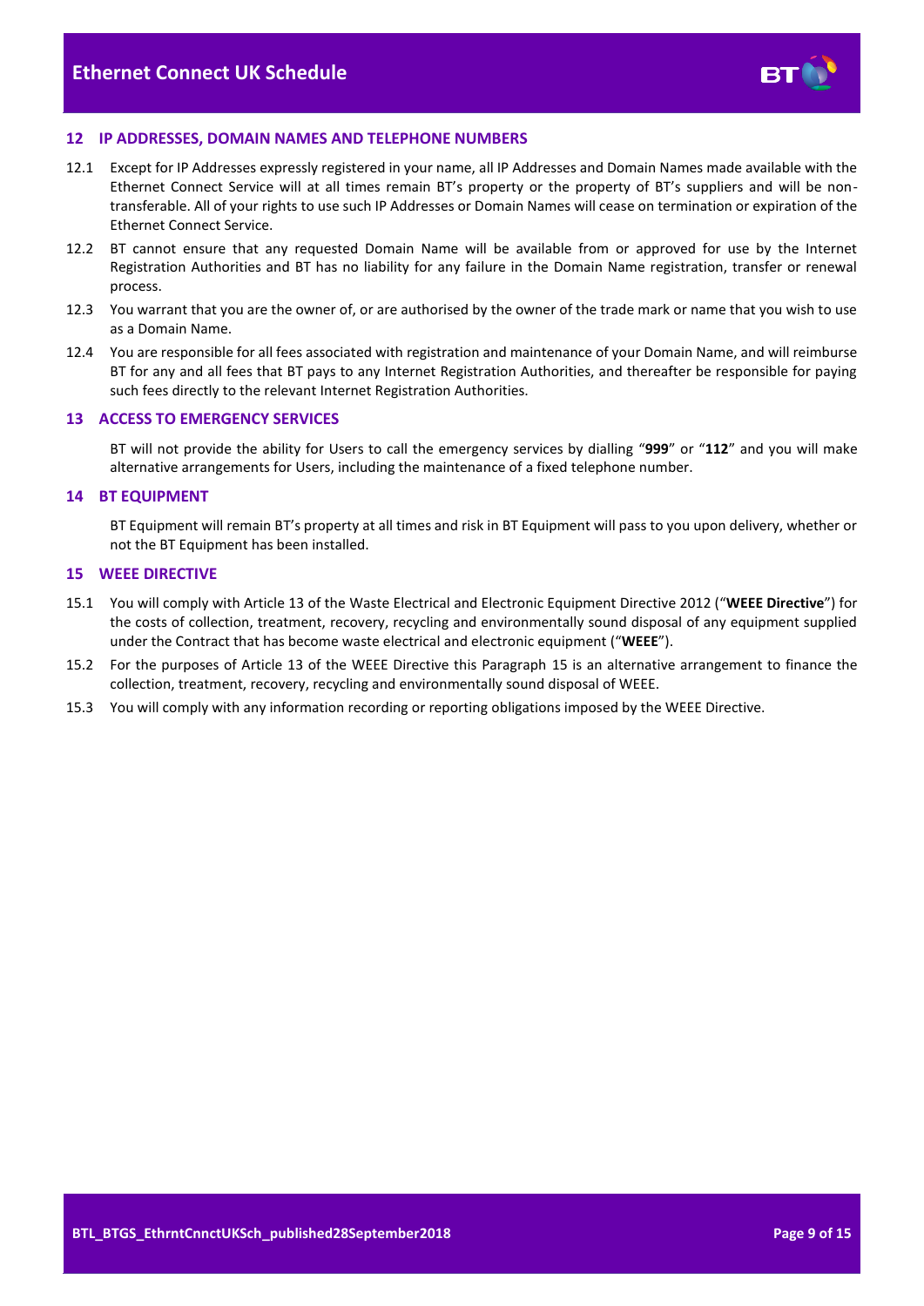## 12 IP ADDRESSES, DOMAIN NAMES AND TELEPHONE NUMBERS

12.1 Except for IP Addresses expressly registered in your name, all IP Addresses and Domain Names made available with the Ethernet Connect Service will at all times remain BT's property or the property of BT's suppliers and will be non-transferable. All of your rights to use such IP Addresses or Domain Names will cease on termination or expiration of the Ethernet Connect Service.

12.2 BT cannot ensure that any requested Domain Name will be available from or approved for use by the Internet Registration Authorities and BT has no liability for any failure in the Domain Name registration, transfer or renewal process.

12.3 You warrant that you are the owner of, or are authorised by the owner of the trade mark or name that you wish to use as a Domain Name.

12.4 You are responsible for all fees associated with registration and maintenance of your Domain Name, and will reimburse BT for any and all fees that BT pays to any Internet Registration Authorities, and thereafter be responsible for paying such fees directly to the relevant Internet Registration Authorities.

## 13 ACCESS TO EMERGENCY SERVICES

BT will not provide the ability for Users to call the emergency services by dialling "**999**" or "**112**" and you will make alternative arrangements for Users, including the maintenance of a fixed telephone number.

## 14 BT EQUIPMENT

BT Equipment will remain BT's property at all times and risk in BT Equipment will pass to you upon delivery, whether or not the BT Equipment has been installed.

## 15 WEEE DIRECTIVE

15.1 You will comply with Article 13 of the Waste Electrical and Electronic Equipment Directive 2012 ("**WEEE Directive**") for the costs of collection, treatment, recovery, recycling and environmentally sound disposal of any equipment supplied under the Contract that has become waste electrical and electronic equipment ("**WEEE**").

15.2 For the purposes of Article 13 of the WEEE Directive this Paragraph 15 is an alternative arrangement to finance the collection, treatment, recovery, recycling and environmentally sound disposal of WEEE.

15.3 You will comply with any information recording or reporting obligations imposed by the WEEE Directive.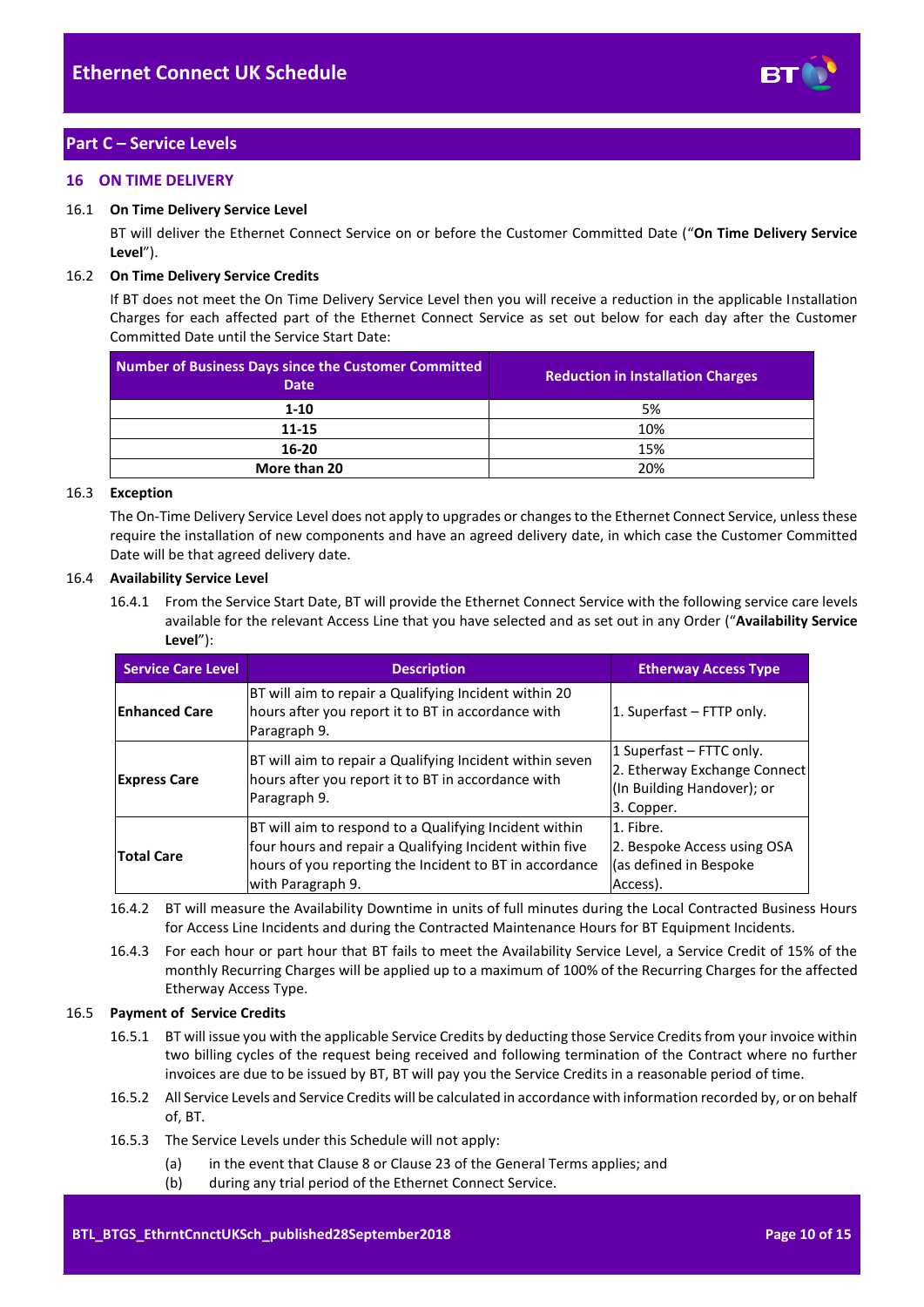## Part C – Service Levels

### 16 ON TIME DELIVERY

16.1 **On Time Delivery Service Level**

BT will deliver the Ethernet Connect Service on or before the Customer Committed Date ("**On Time Delivery Service Level**").

16.2 **On Time Delivery Service Credits**

If BT does not meet the On Time Delivery Service Level then you will receive a reduction in the applicable Installation Charges for each affected part of the Ethernet Connect Service as set out below for each day after the Customer Committed Date until the Service Start Date:

| Number of Business Days since the Customer Committed Date | Reduction in Installation Charges |
|---|---|
| **1-10** | 5% |
| **11-15** | 10% |
| **16-20** | 15% |
| **More than 20** | 20% |

16.3 **Exception**

The On-Time Delivery Service Level does not apply to upgrades or changes to the Ethernet Connect Service, unless these require the installation of new components and have an agreed delivery date, in which case the Customer Committed Date will be that agreed delivery date.

16.4 **Availability Service Level**

16.4.1 From the Service Start Date, BT will provide the Ethernet Connect Service with the following service care levels available for the relevant Access Line that you have selected and as set out in any Order ("**Availability Service Level**"):

| Service Care Level | Description | Etherway Access Type |
|---|---|---|
| **Enhanced Care** | BT will aim to repair a Qualifying Incident within 20 hours after you report it to BT in accordance with Paragraph 9. | 1. Superfast – FTTP only. |
| **Express Care** | BT will aim to repair a Qualifying Incident within seven hours after you report it to BT in accordance with Paragraph 9. | 1 Superfast – FTTC only.<br>2. Etherway Exchange Connect (In Building Handover); or<br>3. Copper. |
| **Total Care** | BT will aim to respond to a Qualifying Incident within four hours and repair a Qualifying Incident within five hours of you reporting the Incident to BT in accordance with Paragraph 9. | 1. Fibre.<br>2. Bespoke Access using OSA (as defined in Bespoke Access). |

16.4.2 BT will measure the Availability Downtime in units of full minutes during the Local Contracted Business Hours for Access Line Incidents and during the Contracted Maintenance Hours for BT Equipment Incidents.

16.4.3 For each hour or part hour that BT fails to meet the Availability Service Level, a Service Credit of 15% of the monthly Recurring Charges will be applied up to a maximum of 100% of the Recurring Charges for the affected Etherway Access Type.

16.5 **Payment of Service Credits**

16.5.1 BT will issue you with the applicable Service Credits by deducting those Service Credits from your invoice within two billing cycles of the request being received and following termination of the Contract where no further invoices are due to be issued by BT, BT will pay you the Service Credits in a reasonable period of time.

16.5.2 All Service Levels and Service Credits will be calculated in accordance with information recorded by, or on behalf of, BT.

16.5.3 The Service Levels under this Schedule will not apply:

(a) in the event that Clause 8 or Clause 23 of the General Terms applies; and

(b) during any trial period of the Ethernet Connect Service.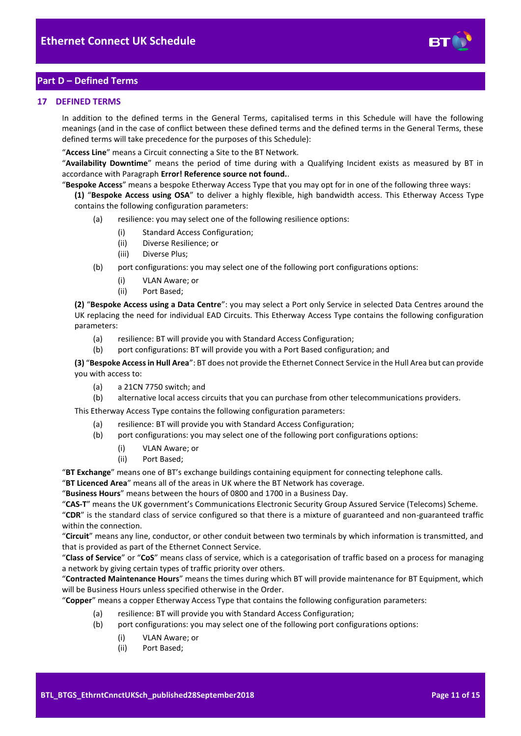## Part D – Defined Terms

### 17 DEFINED TERMS

In addition to the defined terms in the General Terms, capitalised terms in this Schedule will have the following meanings (and in the case of conflict between these defined terms and the defined terms in the General Terms, these defined terms will take precedence for the purposes of this Schedule):

"**Access Line**" means a Circuit connecting a Site to the BT Network.

"**Availability Downtime**" means the period of time during with a Qualifying Incident exists as measured by BT in accordance with Paragraph **Error! Reference source not found.**.

"**Bespoke Access**" means a bespoke Etherway Access Type that you may opt for in one of the following three ways:

**(1)** "**Bespoke Access using OSA**" to deliver a highly flexible, high bandwidth access. This Etherway Access Type contains the following configuration parameters:

- (a) resilience: you may select one of the following resilience options:
  - (i) Standard Access Configuration;
  - (ii) Diverse Resilience; or
  - (iii) Diverse Plus;
- (b) port configurations: you may select one of the following port configurations options:
  - (i) VLAN Aware; or
  - (ii) Port Based;

**(2)** "**Bespoke Access using a Data Centre**": you may select a Port only Service in selected Data Centres around the UK replacing the need for individual EAD Circuits. This Etherway Access Type contains the following configuration parameters:

- (a) resilience: BT will provide you with Standard Access Configuration;
- (b) port configurations: BT will provide you with a Port Based configuration; and

**(3)** "**Bespoke Access in Hull Area**": BT does not provide the Ethernet Connect Service in the Hull Area but can provide you with access to:

- (a) a 21CN 7750 switch; and
- (b) alternative local access circuits that you can purchase from other telecommunications providers.

This Etherway Access Type contains the following configuration parameters:

- (a) resilience: BT will provide you with Standard Access Configuration;
- (b) port configurations: you may select one of the following port configurations options:
  - (i) VLAN Aware; or
  - (ii) Port Based;

"**BT Exchange**" means one of BT's exchange buildings containing equipment for connecting telephone calls.

"**BT Licenced Area**" means all of the areas in UK where the BT Network has coverage.

"**Business Hours**" means between the hours of 0800 and 1700 in a Business Day.

"**CAS-T**" means the UK government's Communications Electronic Security Group Assured Service (Telecoms) Scheme.

"**CDR**" is the standard class of service configured so that there is a mixture of guaranteed and non-guaranteed traffic within the connection.

"**Circuit**" means any line, conductor, or other conduit between two terminals by which information is transmitted, and that is provided as part of the Ethernet Connect Service.

"**Class of Service**" or "**CoS**" means class of service, which is a categorisation of traffic based on a process for managing a network by giving certain types of traffic priority over others.

"**Contracted Maintenance Hours**" means the times during which BT will provide maintenance for BT Equipment, which will be Business Hours unless specified otherwise in the Order.

"**Copper**" means a copper Etherway Access Type that contains the following configuration parameters:

- (a) resilience: BT will provide you with Standard Access Configuration;
- (b) port configurations: you may select one of the following port configurations options:
  - (i) VLAN Aware; or
  - (ii) Port Based;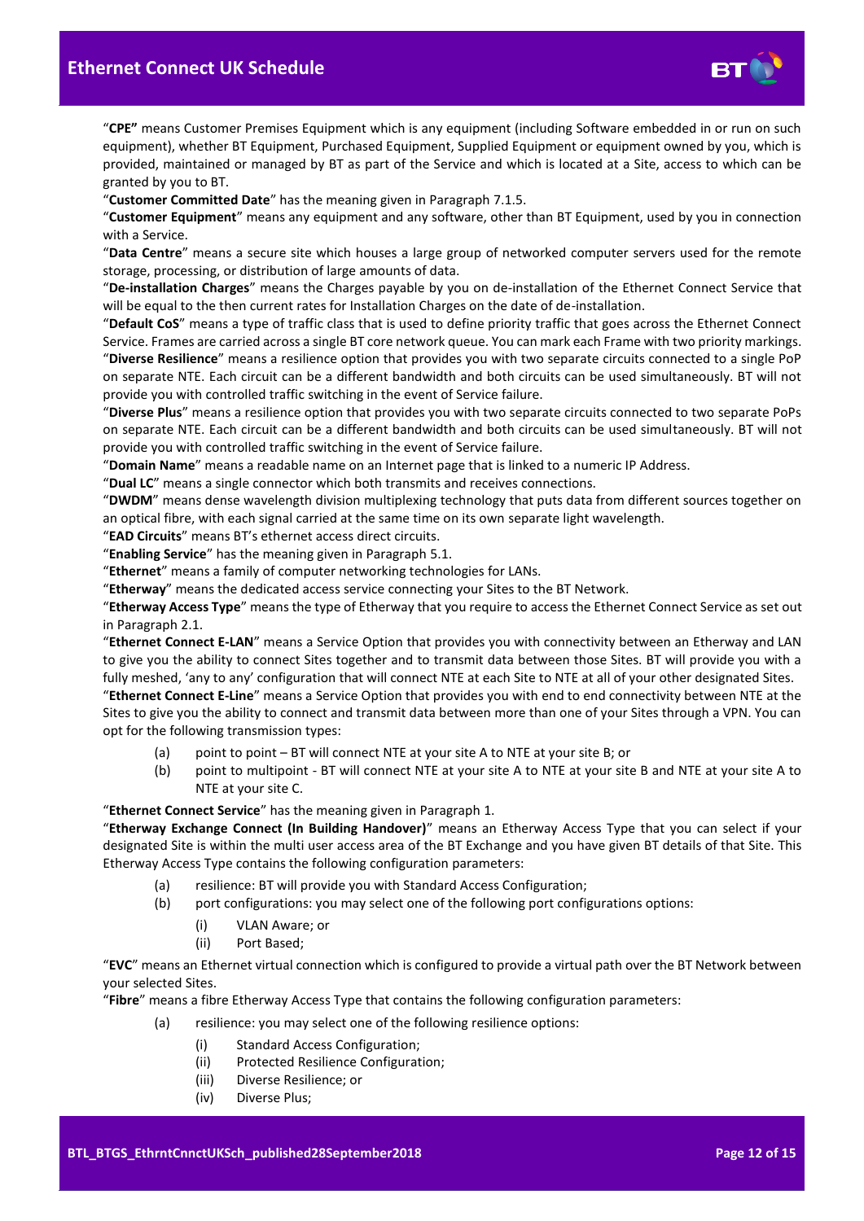"**CPE"** means Customer Premises Equipment which is any equipment (including Software embedded in or run on such equipment), whether BT Equipment, Purchased Equipment, Supplied Equipment or equipment owned by you, which is provided, maintained or managed by BT as part of the Service and which is located at a Site, access to which can be granted by you to BT.

"**Customer Committed Date**" has the meaning given in Paragraph 7.1.5.

"**Customer Equipment**" means any equipment and any software, other than BT Equipment, used by you in connection with a Service.

"**Data Centre**" means a secure site which houses a large group of networked computer servers used for the remote storage, processing, or distribution of large amounts of data.

"**De-installation Charges**" means the Charges payable by you on de-installation of the Ethernet Connect Service that will be equal to the then current rates for Installation Charges on the date of de-installation.

"**Default CoS**" means a type of traffic class that is used to define priority traffic that goes across the Ethernet Connect Service. Frames are carried across a single BT core network queue. You can mark each Frame with two priority markings.

"**Diverse Resilience**" means a resilience option that provides you with two separate circuits connected to a single PoP on separate NTE. Each circuit can be a different bandwidth and both circuits can be used simultaneously. BT will not provide you with controlled traffic switching in the event of Service failure.

"**Diverse Plus**" means a resilience option that provides you with two separate circuits connected to two separate PoPs on separate NTE. Each circuit can be a different bandwidth and both circuits can be used simultaneously. BT will not provide you with controlled traffic switching in the event of Service failure.

"**Domain Name**" means a readable name on an Internet page that is linked to a numeric IP Address.

"**Dual LC**" means a single connector which both transmits and receives connections.

"**DWDM**" means dense wavelength division multiplexing technology that puts data from different sources together on an optical fibre, with each signal carried at the same time on its own separate light wavelength.

"**EAD Circuits**" means BT's ethernet access direct circuits.

"**Enabling Service**" has the meaning given in Paragraph 5.1.

"**Ethernet**" means a family of computer networking technologies for LANs.

"**Etherway**" means the dedicated access service connecting your Sites to the BT Network.

"**Etherway Access Type**" means the type of Etherway that you require to access the Ethernet Connect Service as set out in Paragraph 2.1.

"**Ethernet Connect E-LAN**" means a Service Option that provides you with connectivity between an Etherway and LAN to give you the ability to connect Sites together and to transmit data between those Sites. BT will provide you with a fully meshed, 'any to any' configuration that will connect NTE at each Site to NTE at all of your other designated Sites.

"**Ethernet Connect E-Line**" means a Service Option that provides you with end to end connectivity between NTE at the Sites to give you the ability to connect and transmit data between more than one of your Sites through a VPN. You can opt for the following transmission types:

(a) point to point – BT will connect NTE at your site A to NTE at your site B; or

(b) point to multipoint - BT will connect NTE at your site A to NTE at your site B and NTE at your site A to NTE at your site C.

"**Ethernet Connect Service**" has the meaning given in Paragraph 1.

"**Etherway Exchange Connect (In Building Handover)**" means an Etherway Access Type that you can select if your designated Site is within the multi user access area of the BT Exchange and you have given BT details of that Site. This Etherway Access Type contains the following configuration parameters:

(a) resilience: BT will provide you with Standard Access Configuration;

(b) port configurations: you may select one of the following port configurations options:

  (i) VLAN Aware; or

  (ii) Port Based;

"**EVC**" means an Ethernet virtual connection which is configured to provide a virtual path over the BT Network between your selected Sites.

"**Fibre**" means a fibre Etherway Access Type that contains the following configuration parameters:

(a) resilience: you may select one of the following resilience options:

  (i) Standard Access Configuration;

  (ii) Protected Resilience Configuration;

  (iii) Diverse Resilience; or

  (iv) Diverse Plus;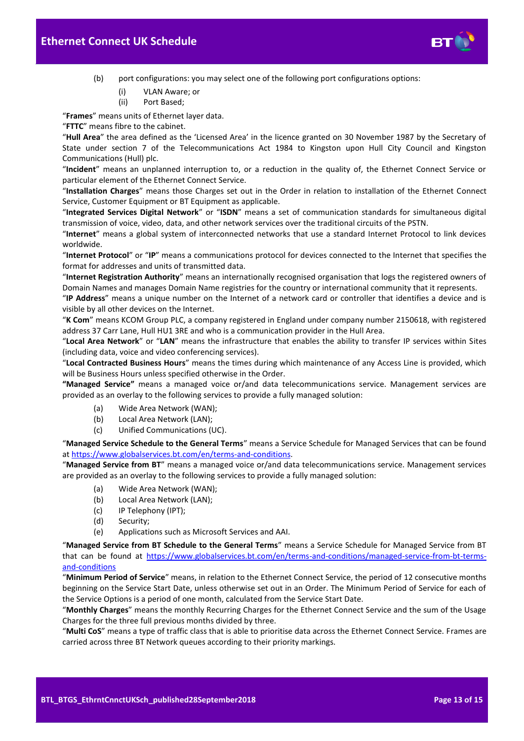(b) port configurations: you may select one of the following port configurations options:

   (i) VLAN Aware; or
   (ii) Port Based;

"**Frames**" means units of Ethernet layer data.

"**FTTC**" means fibre to the cabinet.

"**Hull Area**" the area defined as the 'Licensed Area' in the licence granted on 30 November 1987 by the Secretary of State under section 7 of the Telecommunications Act 1984 to Kingston upon Hull City Council and Kingston Communications (Hull) plc.

"**Incident**" means an unplanned interruption to, or a reduction in the quality of, the Ethernet Connect Service or particular element of the Ethernet Connect Service.

"**Installation Charges**" means those Charges set out in the Order in relation to installation of the Ethernet Connect Service, Customer Equipment or BT Equipment as applicable.

"**Integrated Services Digital Network**" or "**ISDN**" means a set of communication standards for simultaneous digital transmission of voice, video, data, and other network services over the traditional circuits of the PSTN.

"**Internet**" means a global system of interconnected networks that use a standard Internet Protocol to link devices worldwide.

"**Internet Protocol**" or "**IP**" means a communications protocol for devices connected to the Internet that specifies the format for addresses and units of transmitted data.

"**Internet Registration Authority**" means an internationally recognised organisation that logs the registered owners of Domain Names and manages Domain Name registries for the country or international community that it represents.

"**IP Address**" means a unique number on the Internet of a network card or controller that identifies a device and is visible by all other devices on the Internet.

"**K Com**" means KCOM Group PLC, a company registered in England under company number 2150618, with registered address 37 Carr Lane, Hull HU1 3RE and who is a communication provider in the Hull Area.

"**Local Area Network**" or "**LAN**" means the infrastructure that enables the ability to transfer IP services within Sites (including data, voice and video conferencing services).

"**Local Contracted Business Hours**" means the times during which maintenance of any Access Line is provided, which will be Business Hours unless specified otherwise in the Order.

**"Managed Service"** means a managed voice or/and data telecommunications service. Management services are provided as an overlay to the following services to provide a fully managed solution:

(a) Wide Area Network (WAN);
(b) Local Area Network (LAN);
(c) Unified Communications (UC).

"**Managed Service Schedule to the General Terms**" means a Service Schedule for Managed Services that can be found at https://www.globalservices.bt.com/en/terms-and-conditions.

"**Managed Service from BT**" means a managed voice or/and data telecommunications service. Management services are provided as an overlay to the following services to provide a fully managed solution:

(a) Wide Area Network (WAN);
(b) Local Area Network (LAN);
(c) IP Telephony (IPT);
(d) Security;
(e) Applications such as Microsoft Services and AAI.

"**Managed Service from BT Schedule to the General Terms**" means a Service Schedule for Managed Service from BT that can be found at https://www.globalservices.bt.com/en/terms-and-conditions/managed-service-from-bt-terms-and-conditions

"**Minimum Period of Service**" means, in relation to the Ethernet Connect Service, the period of 12 consecutive months beginning on the Service Start Date, unless otherwise set out in an Order. The Minimum Period of Service for each of the Service Options is a period of one month, calculated from the Service Start Date.

"**Monthly Charges**" means the monthly Recurring Charges for the Ethernet Connect Service and the sum of the Usage Charges for the three full previous months divided by three.

"**Multi CoS**" means a type of traffic class that is able to prioritise data across the Ethernet Connect Service. Frames are carried across three BT Network queues according to their priority markings.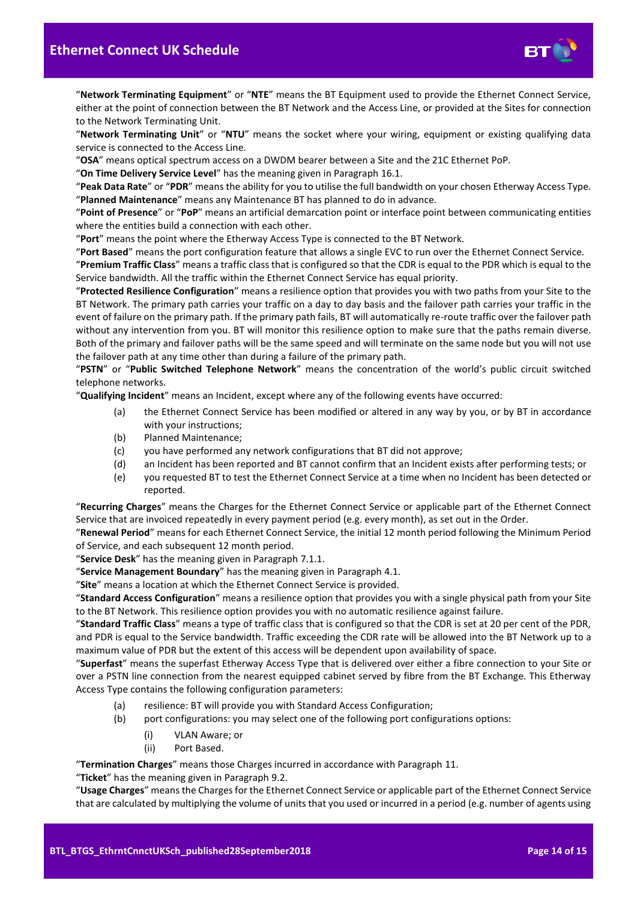"**Network Terminating Equipment**" or "**NTE**" means the BT Equipment used to provide the Ethernet Connect Service, either at the point of connection between the BT Network and the Access Line, or provided at the Sites for connection to the Network Terminating Unit.

"**Network Terminating Unit**" or "**NTU**" means the socket where your wiring, equipment or existing qualifying data service is connected to the Access Line.

"**OSA**" means optical spectrum access on a DWDM bearer between a Site and the 21C Ethernet PoP.

"**On Time Delivery Service Level**" has the meaning given in Paragraph 16.1.

"**Peak Data Rate**" or "**PDR**" means the ability for you to utilise the full bandwidth on your chosen Etherway Access Type.

"**Planned Maintenance**" means any Maintenance BT has planned to do in advance.

"**Point of Presence**" or "**PoP**" means an artificial demarcation point or interface point between communicating entities where the entities build a connection with each other.

"**Port**" means the point where the Etherway Access Type is connected to the BT Network.

"**Port Based**" means the port configuration feature that allows a single EVC to run over the Ethernet Connect Service.

"**Premium Traffic Class**" means a traffic class that is configured so that the CDR is equal to the PDR which is equal to the Service bandwidth. All the traffic within the Ethernet Connect Service has equal priority.

"**Protected Resilience Configuration**" means a resilience option that provides you with two paths from your Site to the BT Network. The primary path carries your traffic on a day to day basis and the failover path carries your traffic in the event of failure on the primary path. If the primary path fails, BT will automatically re-route traffic over the failover path without any intervention from you. BT will monitor this resilience option to make sure that the paths remain diverse. Both of the primary and failover paths will be the same speed and will terminate on the same node but you will not use the failover path at any time other than during a failure of the primary path.

"**PSTN**" or "**Public Switched Telephone Network**" means the concentration of the world's public circuit switched telephone networks.

"**Qualifying Incident**" means an Incident, except where any of the following events have occurred:

(a) the Ethernet Connect Service has been modified or altered in any way by you, or by BT in accordance with your instructions;

(b) Planned Maintenance;

(c) you have performed any network configurations that BT did not approve;

(d) an Incident has been reported and BT cannot confirm that an Incident exists after performing tests; or

(e) you requested BT to test the Ethernet Connect Service at a time when no Incident has been detected or reported.

"**Recurring Charges**" means the Charges for the Ethernet Connect Service or applicable part of the Ethernet Connect Service that are invoiced repeatedly in every payment period (e.g. every month), as set out in the Order.

"**Renewal Period**" means for each Ethernet Connect Service, the initial 12 month period following the Minimum Period of Service, and each subsequent 12 month period.

"**Service Desk**" has the meaning given in Paragraph 7.1.1.

"**Service Management Boundary**" has the meaning given in Paragraph 4.1.

"**Site**" means a location at which the Ethernet Connect Service is provided.

"**Standard Access Configuration**" means a resilience option that provides you with a single physical path from your Site to the BT Network. This resilience option provides you with no automatic resilience against failure.

"**Standard Traffic Class**" means a type of traffic class that is configured so that the CDR is set at 20 per cent of the PDR, and PDR is equal to the Service bandwidth. Traffic exceeding the CDR rate will be allowed into the BT Network up to a maximum value of PDR but the extent of this access will be dependent upon availability of space.

"**Superfast**" means the superfast Etherway Access Type that is delivered over either a fibre connection to your Site or over a PSTN line connection from the nearest equipped cabinet served by fibre from the BT Exchange. This Etherway Access Type contains the following configuration parameters:

(a) resilience: BT will provide you with Standard Access Configuration;

(b) port configurations: you may select one of the following port configurations options:

   (i) VLAN Aware; or

   (ii) Port Based.

"**Termination Charges**" means those Charges incurred in accordance with Paragraph 11.

"**Ticket**" has the meaning given in Paragraph 9.2.

"**Usage Charges**" means the Charges for the Ethernet Connect Service or applicable part of the Ethernet Connect Service that are calculated by multiplying the volume of units that you used or incurred in a period (e.g. number of agents using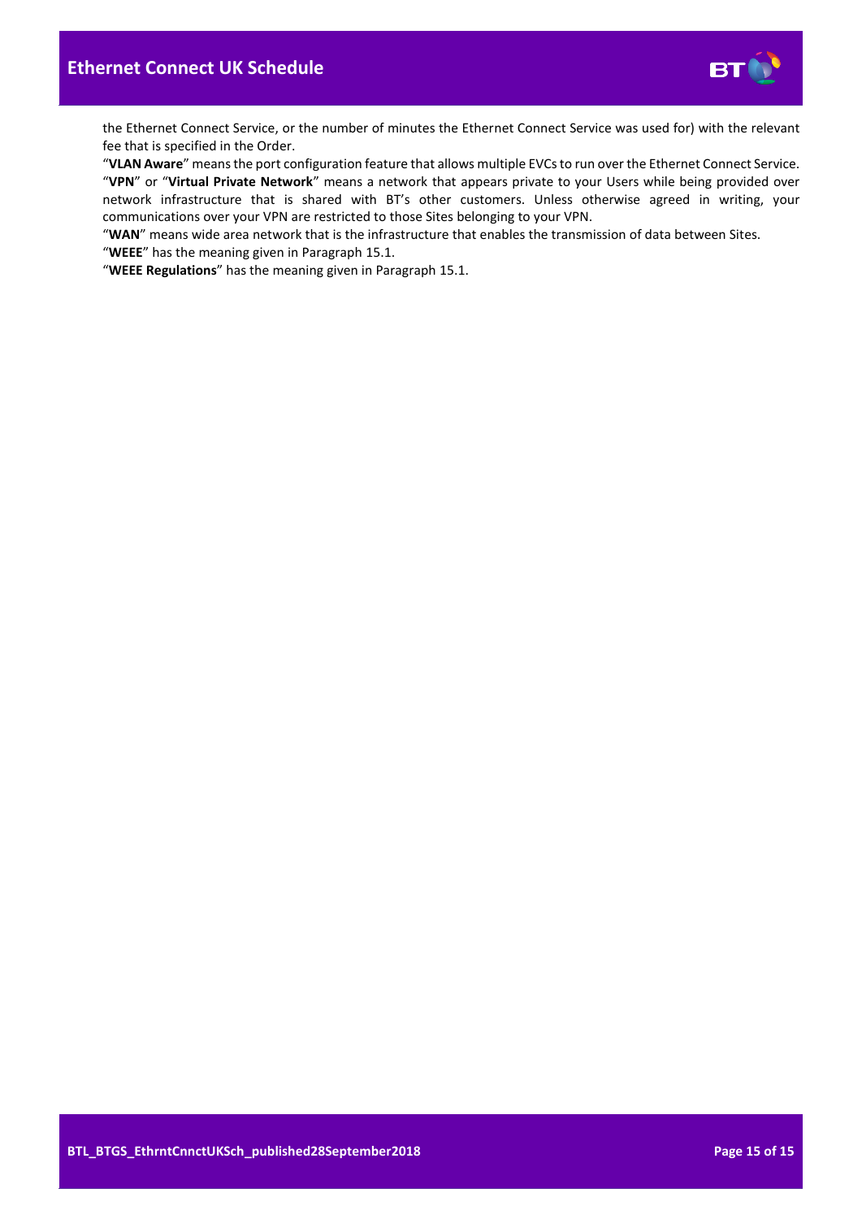the Ethernet Connect Service, or the number of minutes the Ethernet Connect Service was used for) with the relevant fee that is specified in the Order.

"**VLAN Aware**" means the port configuration feature that allows multiple EVCs to run over the Ethernet Connect Service.

"**VPN**" or "**Virtual Private Network**" means a network that appears private to your Users while being provided over network infrastructure that is shared with BT's other customers. Unless otherwise agreed in writing, your communications over your VPN are restricted to those Sites belonging to your VPN.

"**WAN**" means wide area network that is the infrastructure that enables the transmission of data between Sites.

"**WEEE**" has the meaning given in Paragraph 15.1.

"**WEEE Regulations**" has the meaning given in Paragraph 15.1.